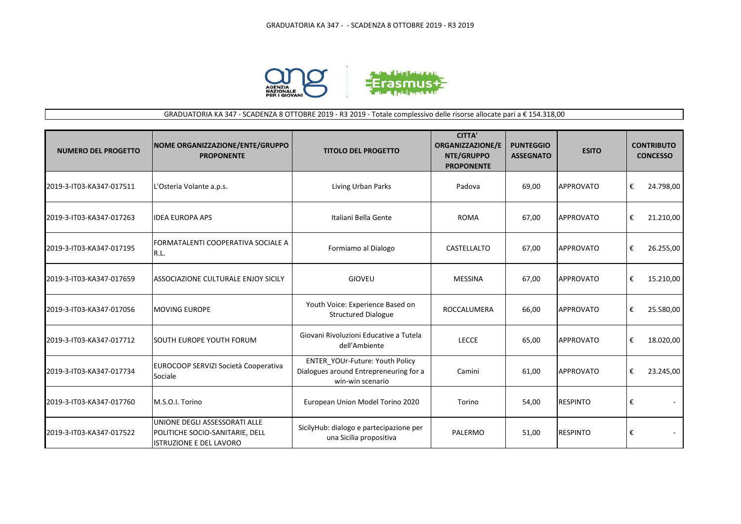GRADUATORIA KA 347 - - SCADENZA 8 OTTOBRE 2019 - R3 2019

GRADUATORIA KA 347 - SCADENZA 8 OTTOBRE 2019 - R3 2019 - Totale complessivo delle risorse allocate pari a € 154.318,00

| NUMERO DEL PROGETTO | NOME ORGANIZZAZIONE/ENTE/GRUPPO PROPONENTE | TITOLO DEL PROGETTO | CITTA' ORGANIZZAZIONE/ENTE/GRUPPO PROPONENTE | PUNTEGGIO ASSEGNATO | ESITO | CONTRIBUTO CONCESSO |
|---|---|---|---|---|---|---|
| 2019-3-IT03-KA347-017511 | L'Osteria Volante a.p.s. | Living Urban Parks | Padova | 69,00 | APPROVATO | € 24.798,00 |
| 2019-3-IT03-KA347-017263 | IDEA EUROPA APS | Italiani Bella Gente | ROMA | 67,00 | APPROVATO | € 21.210,00 |
| 2019-3-IT03-KA347-017195 | FORMATALENTI COOPERATIVA SOCIALE A R.L. | Formiamo al Dialogo | CASTELLALTO | 67,00 | APPROVATO | € 26.255,00 |
| 2019-3-IT03-KA347-017659 | ASSOCIAZIONE CULTURALE ENJOY SICILY | GIOVEU | MESSINA | 67,00 | APPROVATO | € 15.210,00 |
| 2019-3-IT03-KA347-017056 | MOVING EUROPE | Youth Voice: Experience Based on Structured Dialogue | ROCCALUMERA | 66,00 | APPROVATO | € 25.580,00 |
| 2019-3-IT03-KA347-017712 | SOUTH EUROPE YOUTH FORUM | Giovani Rivoluzioni Educative a Tutela dell'Ambiente | LECCE | 65,00 | APPROVATO | € 18.020,00 |
| 2019-3-IT03-KA347-017734 | EUROCOOP SERVIZI Società Cooperativa Sociale | ENTER_YOUr-Future: Youth Policy Dialogues around Entrepreneuring for a win-win scenario | Camini | 61,00 | APPROVATO | € 23.245,00 |
| 2019-3-IT03-KA347-017760 | M.S.O.I. Torino | European Union Model Torino 2020 | Torino | 54,00 | RESPINTO | € - |
| 2019-3-IT03-KA347-017522 | UNIONE DEGLI ASSESSORATI ALLE POLITICHE SOCIO-SANITARIE, DELL ISTRUZIONE E DEL LAVORO | SicilyHub: dialogo e partecipazione per una Sicilia propositiva | PALERMO | 51,00 | RESPINTO | € - |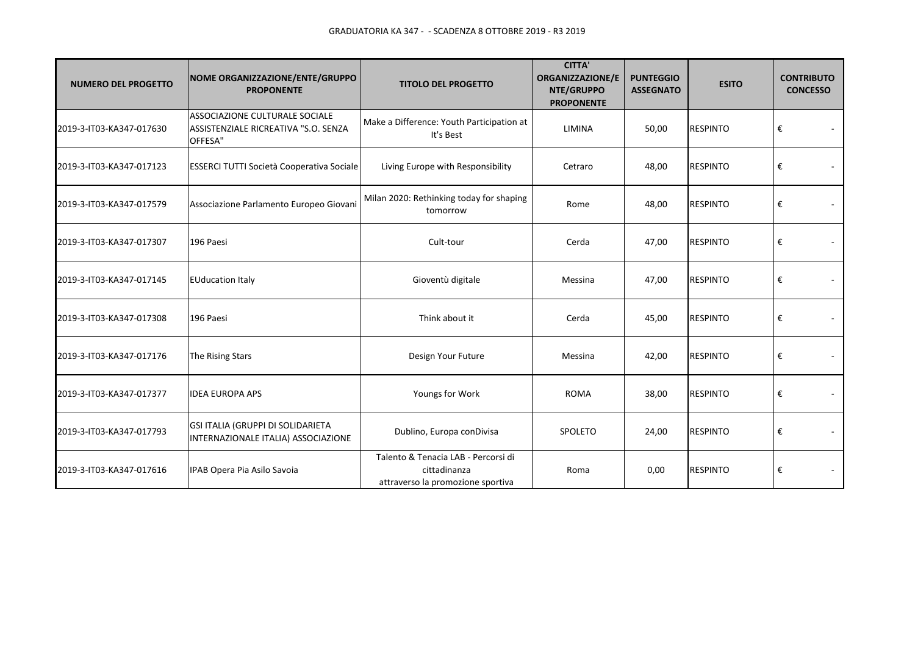GRADUATORIA KA 347 - - SCADENZA 8 OTTOBRE 2019 - R3 2019

| NUMERO DEL PROGETTO | NOME ORGANIZZAZIONE/ENTE/GRUPPO PROPONENTE | TITOLO DEL PROGETTO | CITTA' ORGANIZZAZIONE/ENTE/GRUPPO PROPONENTE | PUNTEGGIO ASSEGNATO | ESITO | CONTRIBUTO CONCESSO |
|---|---|---|---|---|---|---|
| 2019-3-IT03-KA347-017630 | ASSOCIAZIONE CULTURALE SOCIALE ASSISTENZIALE RICREATIVA "S.O. SENZA OFFESA" | Make a Difference: Youth Participation at It's Best | LIMINA | 50,00 | RESPINTO | € - |
| 2019-3-IT03-KA347-017123 | ESSERCI TUTTI Società Cooperativa Sociale | Living Europe with Responsibility | Cetraro | 48,00 | RESPINTO | € - |
| 2019-3-IT03-KA347-017579 | Associazione Parlamento Europeo Giovani | Milan 2020: Rethinking today for shaping tomorrow | Rome | 48,00 | RESPINTO | € - |
| 2019-3-IT03-KA347-017307 | 196 Paesi | Cult-tour | Cerda | 47,00 | RESPINTO | € - |
| 2019-3-IT03-KA347-017145 | EUducation Italy | Gioventù digitale | Messina | 47,00 | RESPINTO | € - |
| 2019-3-IT03-KA347-017308 | 196 Paesi | Think about it | Cerda | 45,00 | RESPINTO | € - |
| 2019-3-IT03-KA347-017176 | The Rising Stars | Design Your Future | Messina | 42,00 | RESPINTO | € - |
| 2019-3-IT03-KA347-017377 | IDEA EUROPA APS | Youngs for Work | ROMA | 38,00 | RESPINTO | € - |
| 2019-3-IT03-KA347-017793 | GSI ITALIA (GRUPPI DI SOLIDARIETA INTERNAZIONALE ITALIA) ASSOCIAZIONE | Dublino, Europa conDivisa | SPOLETO | 24,00 | RESPINTO | € - |
| 2019-3-IT03-KA347-017616 | IPAB Opera Pia Asilo Savoia | Talento & Tenacia LAB - Percorsi di cittadinanza attraverso la promozione sportiva | Roma | 0,00 | RESPINTO | € - |